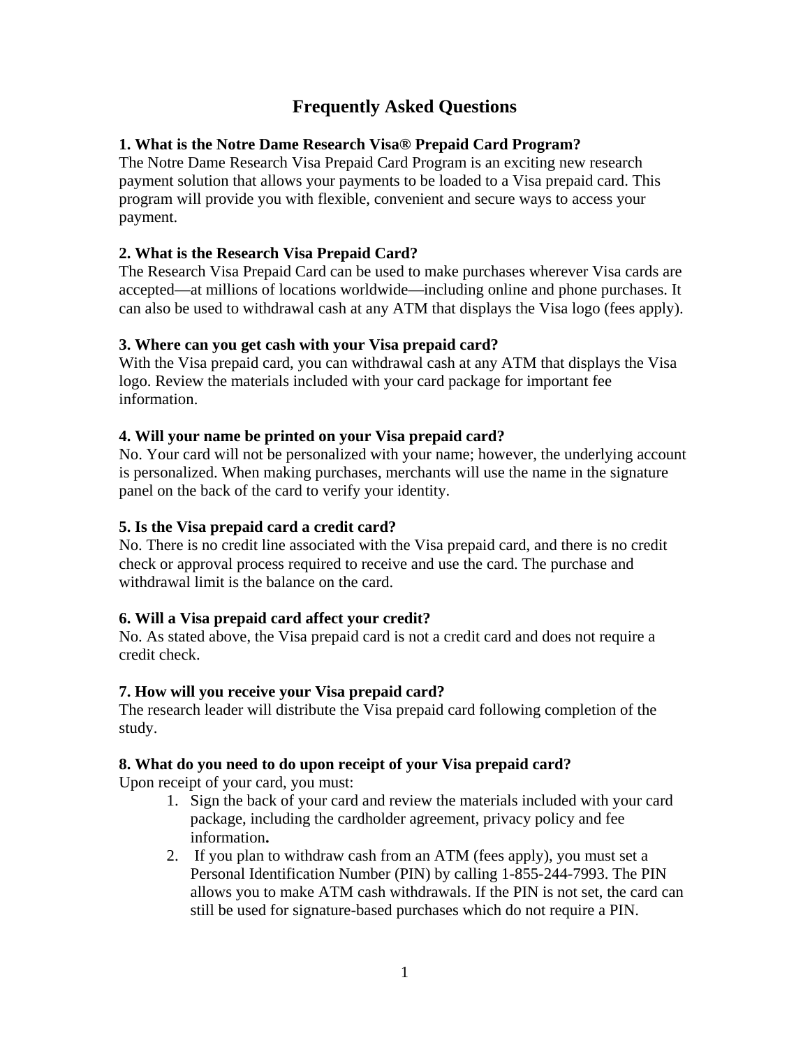# Frequently Asked Questions

**1. What is the Notre Dame Research Visa® Prepaid Card Program?**

The Notre Dame Research Visa Prepaid Card Program is an exciting new research payment solution that allows your payments to be loaded to a Visa prepaid card. This program will provide you with flexible, convenient and secure ways to access your payment.

**2. What is the Research Visa Prepaid Card?**

The Research Visa Prepaid Card can be used to make purchases wherever Visa cards are accepted—at millions of locations worldwide—including online and phone purchases. It can also be used to withdrawal cash at any ATM that displays the Visa logo (fees apply).

**3. Where can you get cash with your Visa prepaid card?**

With the Visa prepaid card, you can withdrawal cash at any ATM that displays the Visa logo. Review the materials included with your card package for important fee information.

**4. Will your name be printed on your Visa prepaid card?**

No. Your card will not be personalized with your name; however, the underlying account is personalized. When making purchases, merchants will use the name in the signature panel on the back of the card to verify your identity.

**5. Is the Visa prepaid card a credit card?**

No. There is no credit line associated with the Visa prepaid card, and there is no credit check or approval process required to receive and use the card. The purchase and withdrawal limit is the balance on the card.

**6. Will a Visa prepaid card affect your credit?**

No. As stated above, the Visa prepaid card is not a credit card and does not require a credit check.

**7. How will you receive your Visa prepaid card?**

The research leader will distribute the Visa prepaid card following completion of the study.

**8. What do you need to do upon receipt of your Visa prepaid card?**

Upon receipt of your card, you must:

1. Sign the back of your card and review the materials included with your card package, including the cardholder agreement, privacy policy and fee information**.**
2. If you plan to withdraw cash from an ATM (fees apply), you must set a Personal Identification Number (PIN) by calling 1-855-244-7993. The PIN allows you to make ATM cash withdrawals. If the PIN is not set, the card can still be used for signature-based purchases which do not require a PIN.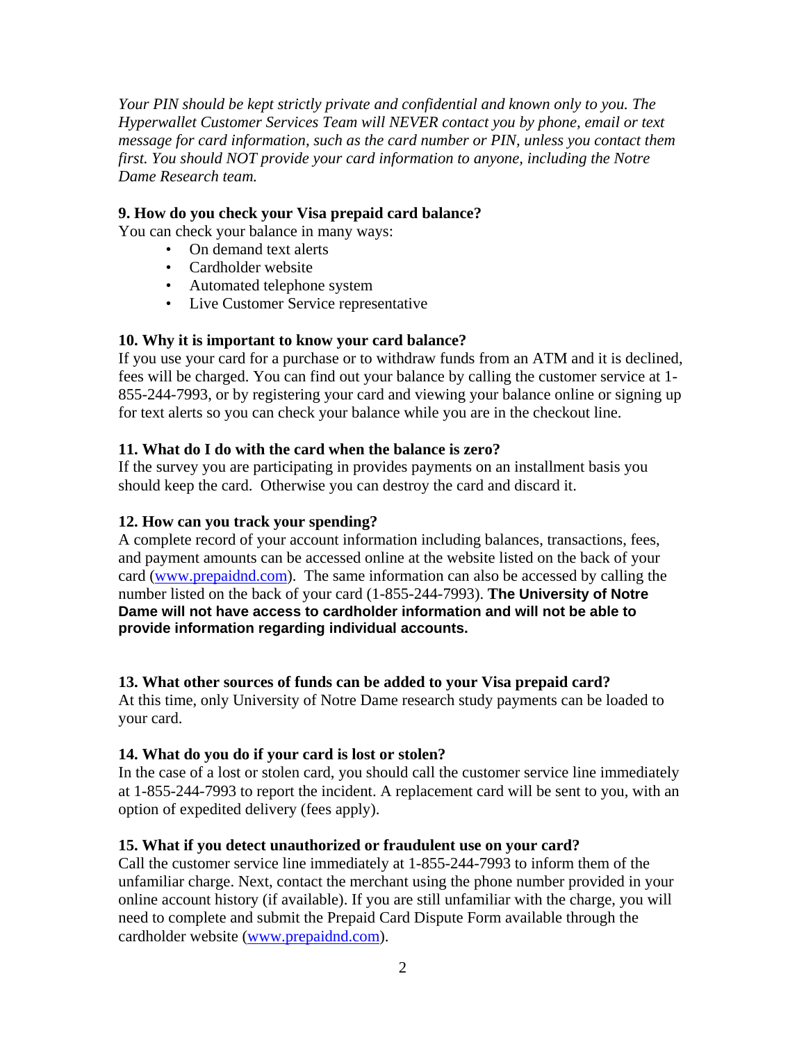*Your PIN should be kept strictly private and confidential and known only to you. The Hyperwallet Customer Services Team will NEVER contact you by phone, email or text message for card information, such as the card number or PIN, unless you contact them first. You should NOT provide your card information to anyone, including the Notre Dame Research team.*

**9. How do you check your Visa prepaid card balance?**

You can check your balance in many ways:

- On demand text alerts
- Cardholder website
- Automated telephone system
- Live Customer Service representative

**10. Why it is important to know your card balance?**

If you use your card for a purchase or to withdraw funds from an ATM and it is declined, fees will be charged. You can find out your balance by calling the customer service at 1-855-244-7993, or by registering your card and viewing your balance online or signing up for text alerts so you can check your balance while you are in the checkout line.

**11. What do I do with the card when the balance is zero?**

If the survey you are participating in provides payments on an installment basis you should keep the card. Otherwise you can destroy the card and discard it.

**12. How can you track your spending?**

A complete record of your account information including balances, transactions, fees, and payment amounts can be accessed online at the website listed on the back of your card (www.prepaidnd.com). The same information can also be accessed by calling the number listed on the back of your card (1-855-244-7993). **The University of Notre Dame will not have access to cardholder information and will not be able to provide information regarding individual accounts.**

**13. What other sources of funds can be added to your Visa prepaid card?**

At this time, only University of Notre Dame research study payments can be loaded to your card.

**14. What do you do if your card is lost or stolen?**

In the case of a lost or stolen card, you should call the customer service line immediately at 1-855-244-7993 to report the incident. A replacement card will be sent to you, with an option of expedited delivery (fees apply).

**15. What if you detect unauthorized or fraudulent use on your card?**

Call the customer service line immediately at 1-855-244-7993 to inform them of the unfamiliar charge. Next, contact the merchant using the phone number provided in your online account history (if available). If you are still unfamiliar with the charge, you will need to complete and submit the Prepaid Card Dispute Form available through the cardholder website (www.prepaidnd.com).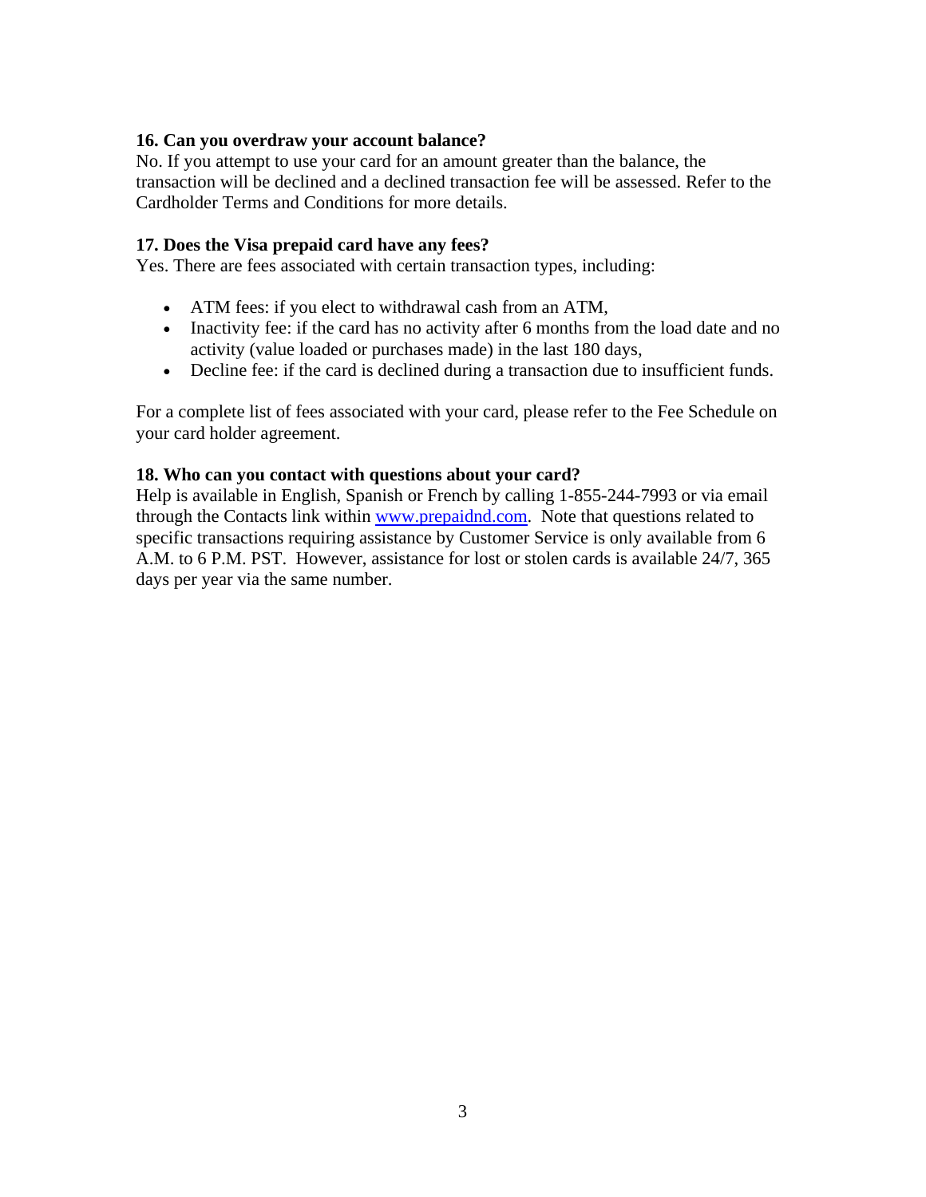**16. Can you overdraw your account balance?**
No. If you attempt to use your card for an amount greater than the balance, the transaction will be declined and a declined transaction fee will be assessed. Refer to the Cardholder Terms and Conditions for more details.

**17. Does the Visa prepaid card have any fees?**
Yes. There are fees associated with certain transaction types, including:

- ATM fees: if you elect to withdrawal cash from an ATM,
- Inactivity fee: if the card has no activity after 6 months from the load date and no activity (value loaded or purchases made) in the last 180 days,
- Decline fee: if the card is declined during a transaction due to insufficient funds.

For a complete list of fees associated with your card, please refer to the Fee Schedule on your card holder agreement.

**18. Who can you contact with questions about your card?**
Help is available in English, Spanish or French by calling 1-855-244-7993 or via email through the Contacts link within [www.prepaidnd.com](http://www.prepaidnd.com). Note that questions related to specific transactions requiring assistance by Customer Service is only available from 6 A.M. to 6 P.M. PST. However, assistance for lost or stolen cards is available 24/7, 365 days per year via the same number.